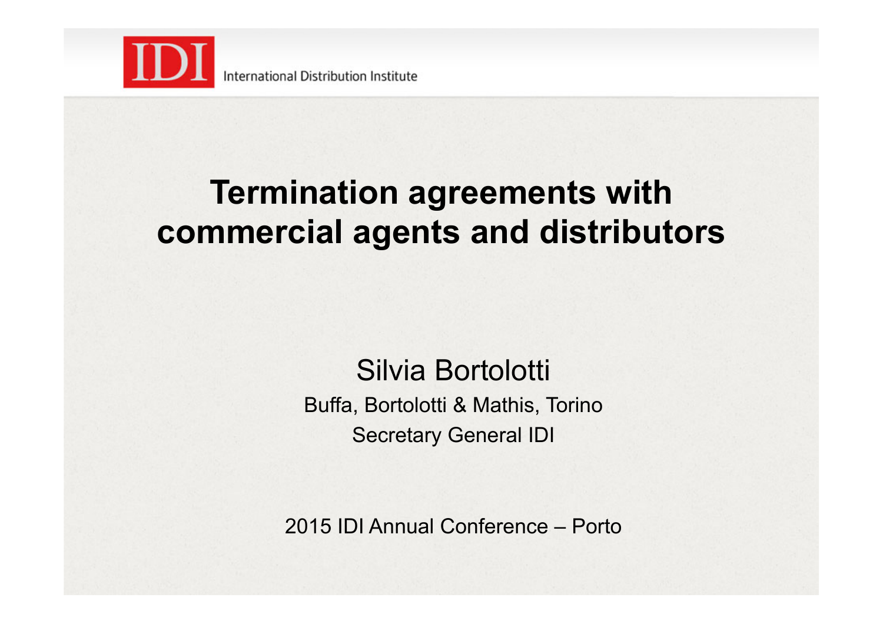IDI International Distribution Institute

# Termination agreements with commercial agents and distributors

Silvia Bortolotti

Buffa, Bortolotti & Mathis, Torino

Secretary General IDI

2015 IDI Annual Conference – Porto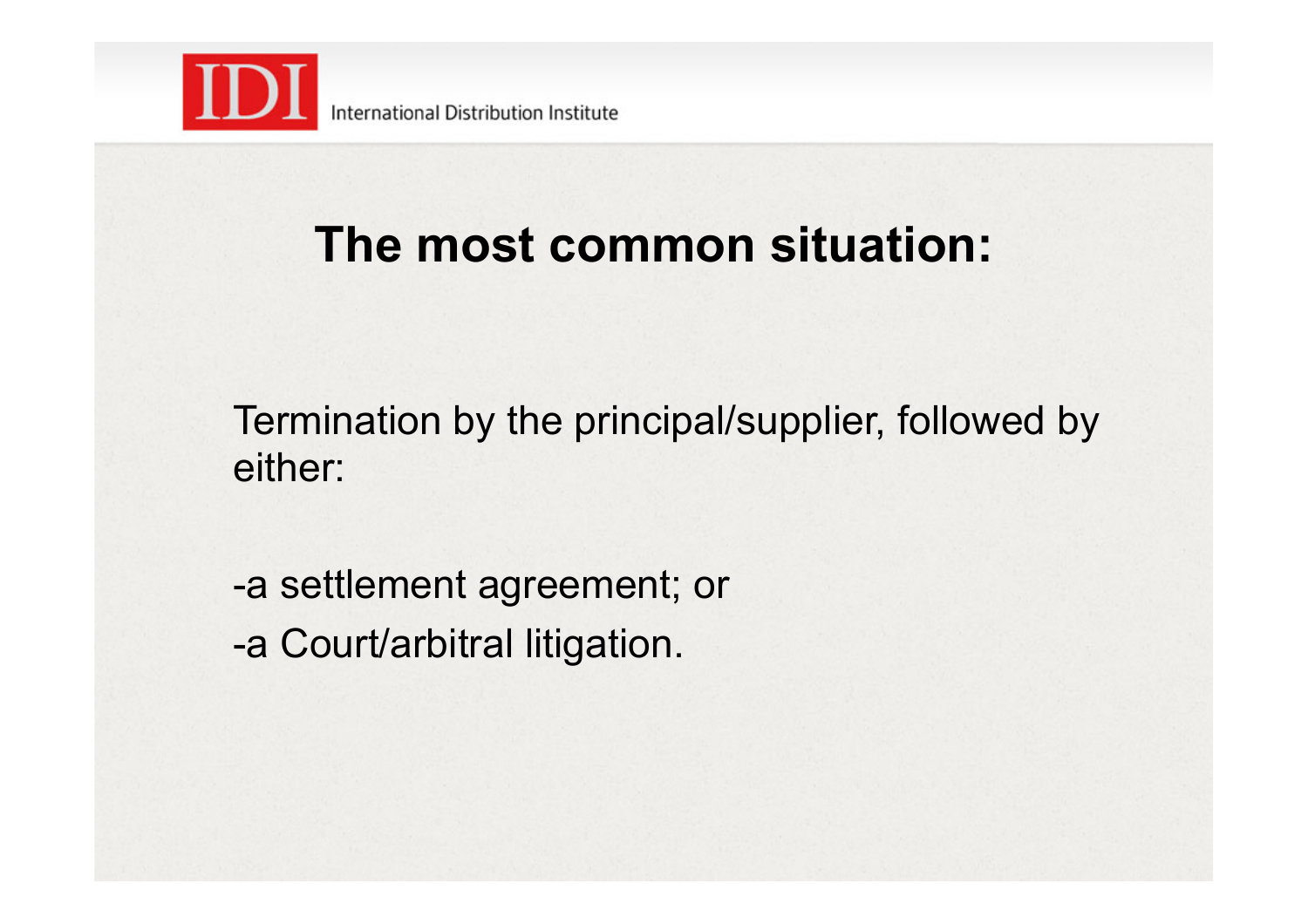## The most common situation:

Termination by the principal/supplier, followed by either:

-a settlement agreement; or
-a Court/arbitral litigation.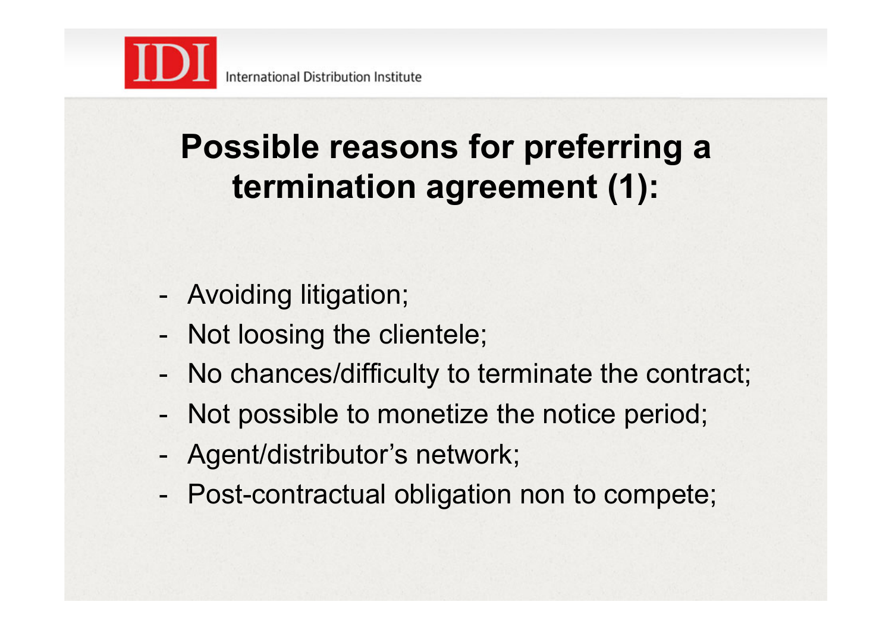## Possible reasons for preferring a termination agreement (1):

- Avoiding litigation;
- Not loosing the clientele;
- No chances/difficulty to terminate the contract;
- Not possible to monetize the notice period;
- Agent/distributor's network;
- Post-contractual obligation non to compete;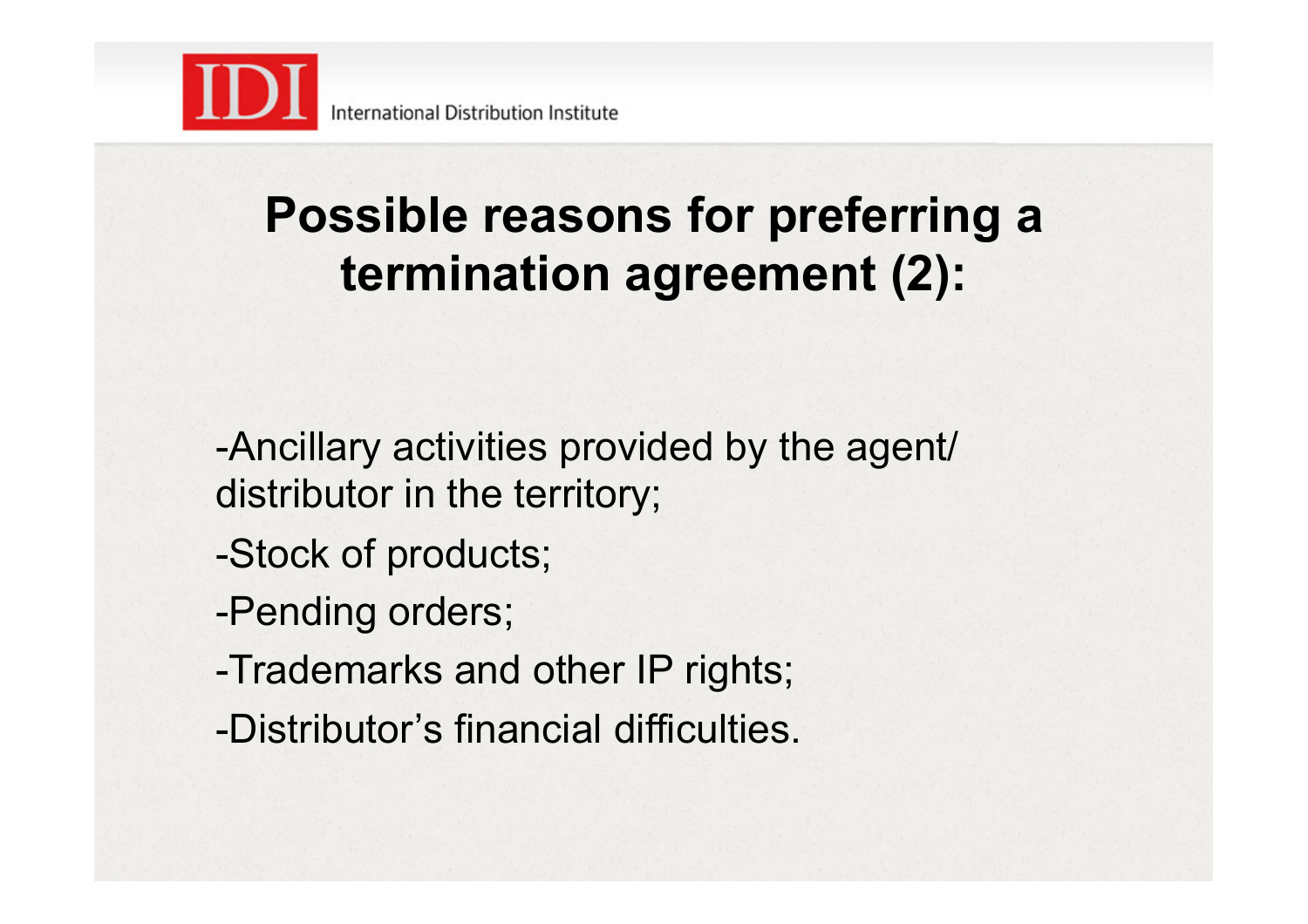# Possible reasons for preferring a termination agreement (2):

- Ancillary activities provided by the agent/ distributor in the territory;
- Stock of products;
- Pending orders;
- Trademarks and other IP rights;
- Distributor's financial difficulties.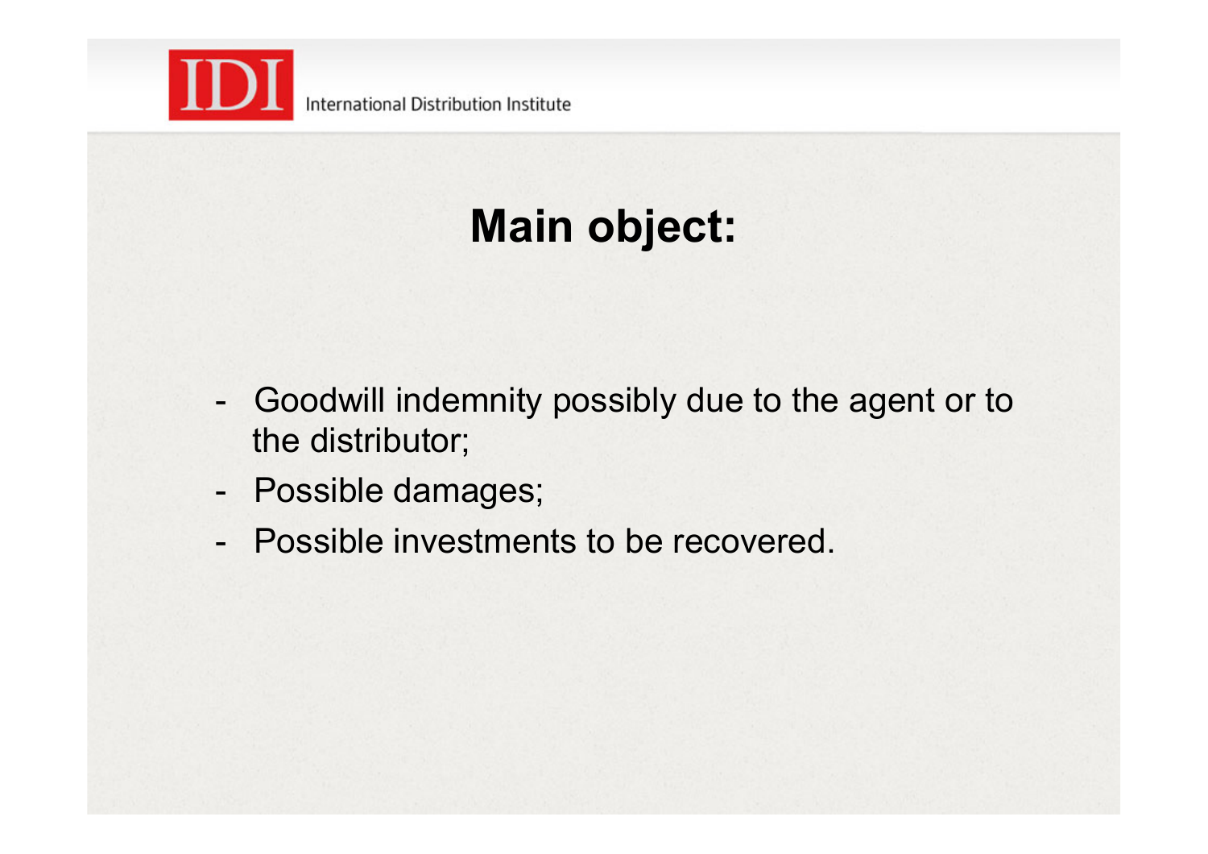# Main object:

- Goodwill indemnity possibly due to the agent or to the distributor;
- Possible damages;
- Possible investments to be recovered.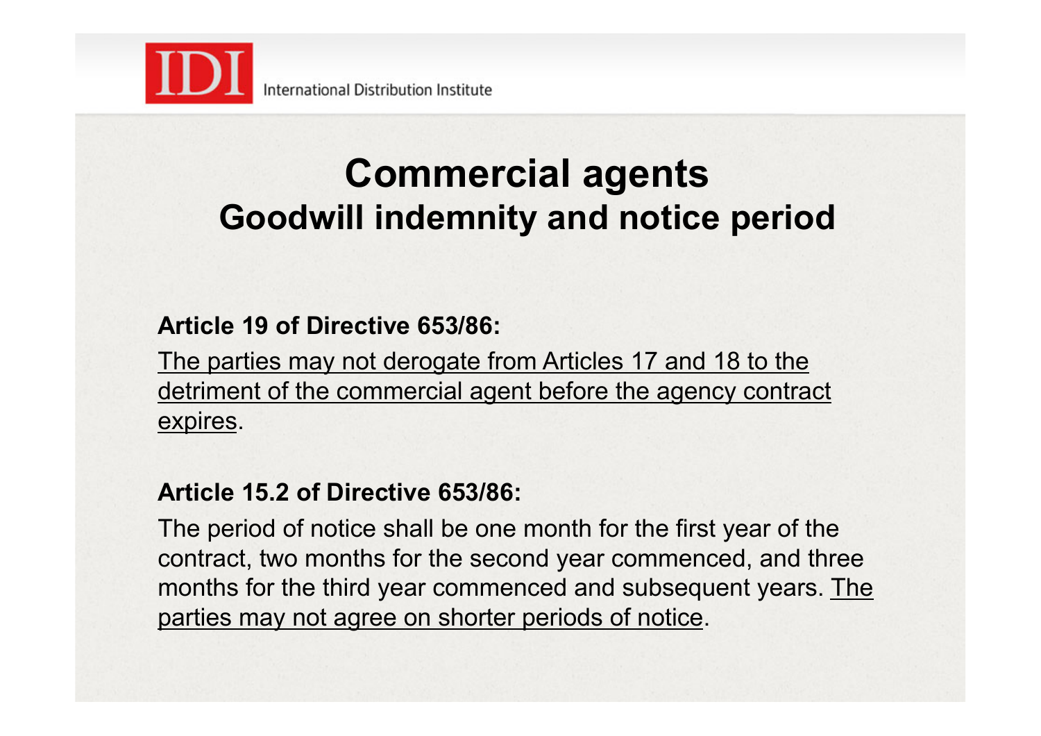# Commercial agents

## Goodwill indemnity and notice period

**Article 19 of Directive 653/86:**

<u>The parties may not derogate from Articles 17 and 18 to the detriment of the commercial agent before the agency contract expires</u>.

**Article 15.2 of Directive 653/86:**

The period of notice shall be one month for the first year of the contract, two months for the second year commenced, and three months for the third year commenced and subsequent years. <u>The parties may not agree on shorter periods of notice</u>.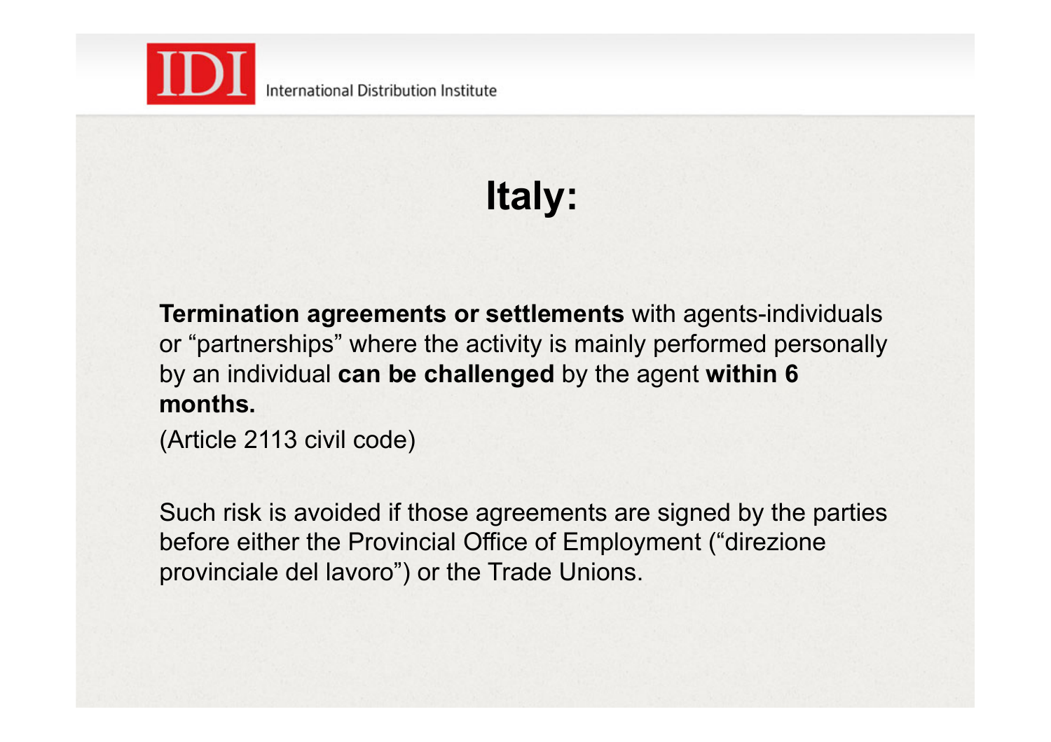# Italy:

**Termination agreements or settlements** with agents-individuals or "partnerships" where the activity is mainly performed personally by an individual **can be challenged** by the agent **within 6 months.**

(Article 2113 civil code)

Such risk is avoided if those agreements are signed by the parties before either the Provincial Office of Employment ("direzione provinciale del lavoro") or the Trade Unions.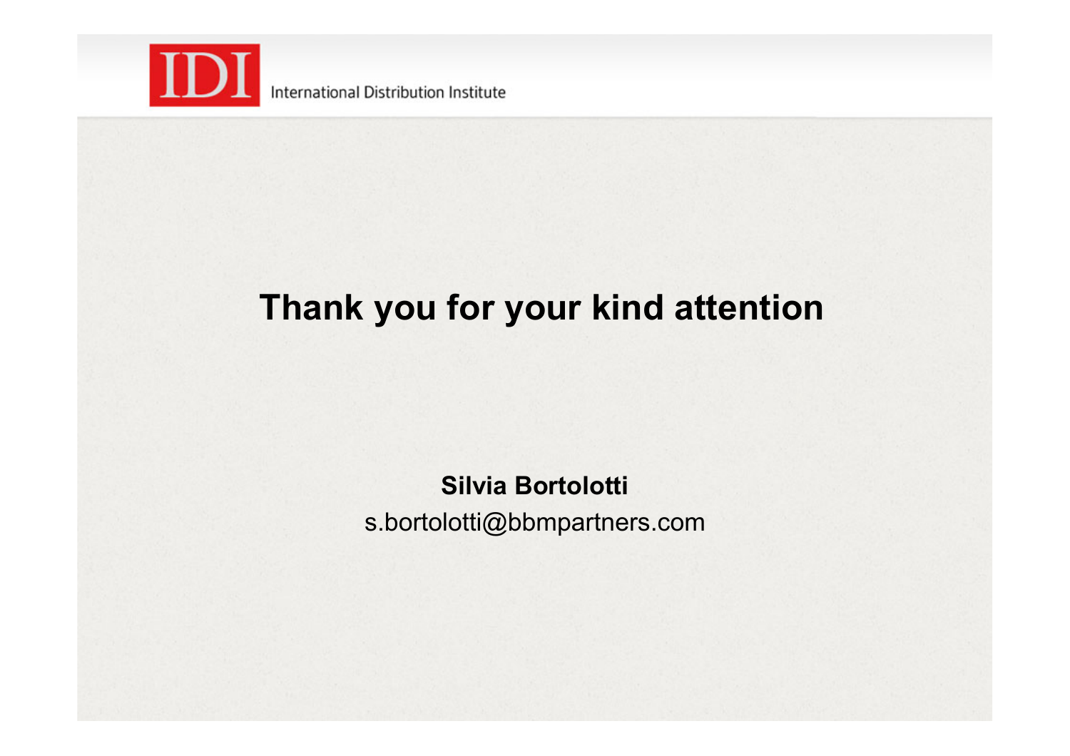IDI International Distribution Institute

# Thank you for your kind attention

**Silvia Bortolotti**

s.bortolotti@bbmpartners.com